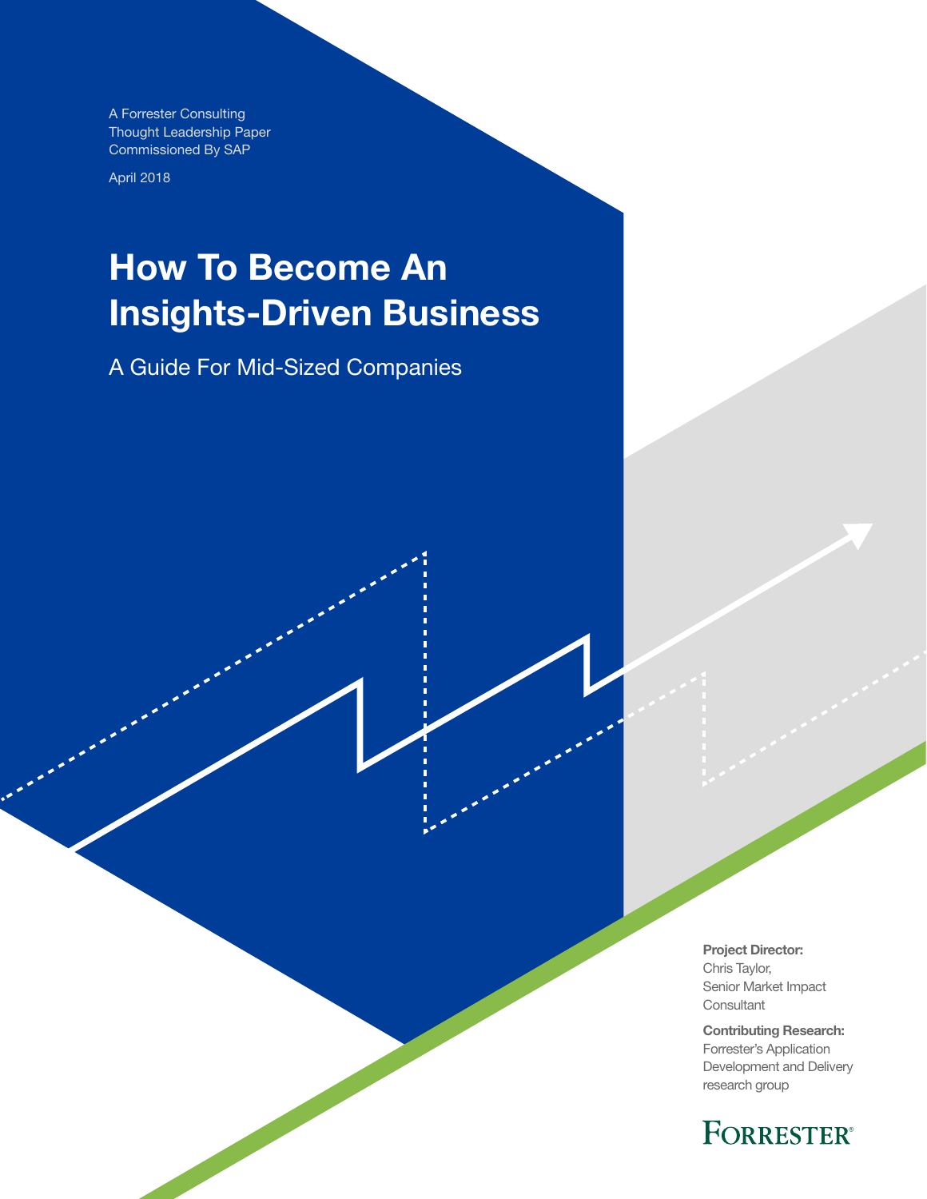A Forrester Consulting
Thought Leadership Paper
Commissioned By SAP

April 2018

# How To Become An Insights-Driven Business

## A Guide For Mid-Sized Companies

**Project Director:**
Chris Taylor,
Senior Market Impact Consultant

**Contributing Research:**
Forrester's Application Development and Delivery research group

FORRESTER®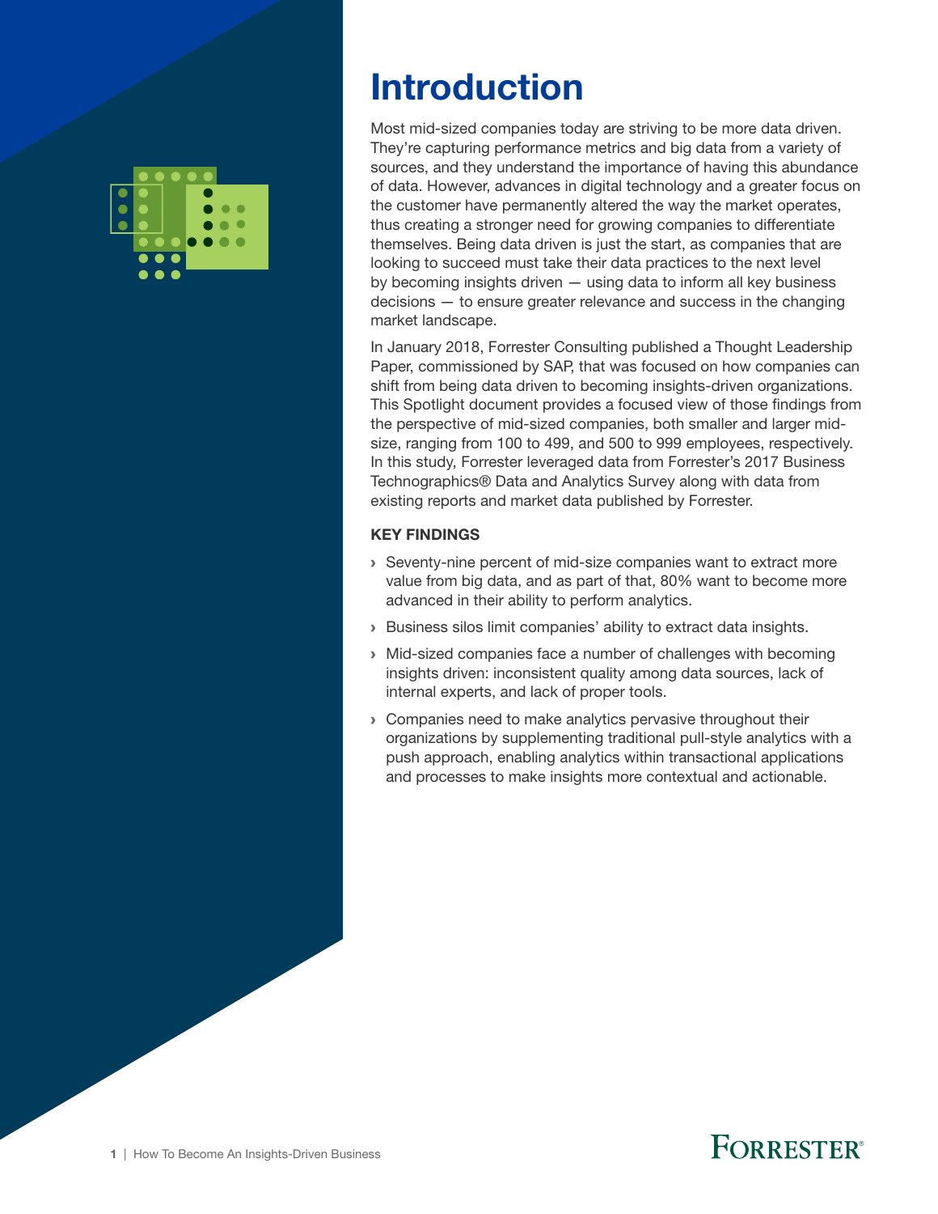# Introduction

Most mid-sized companies today are striving to be more data driven. They're capturing performance metrics and big data from a variety of sources, and they understand the importance of having this abundance of data. However, advances in digital technology and a greater focus on the customer have permanently altered the way the market operates, thus creating a stronger need for growing companies to differentiate themselves. Being data driven is just the start, as companies that are looking to succeed must take their data practices to the next level by becoming insights driven — using data to inform all key business decisions — to ensure greater relevance and success in the changing market landscape.

In January 2018, Forrester Consulting published a Thought Leadership Paper, commissioned by SAP, that was focused on how companies can shift from being data driven to becoming insights-driven organizations. This Spotlight document provides a focused view of those findings from the perspective of mid-sized companies, both smaller and larger mid-size, ranging from 100 to 499, and 500 to 999 employees, respectively. In this study, Forrester leveraged data from Forrester's 2017 Business Technographics® Data and Analytics Survey along with data from existing reports and market data published by Forrester.

**KEY FINDINGS**

- Seventy-nine percent of mid-size companies want to extract more value from big data, and as part of that, 80% want to become more advanced in their ability to perform analytics.
- Business silos limit companies' ability to extract data insights.
- Mid-sized companies face a number of challenges with becoming insights driven: inconsistent quality among data sources, lack of internal experts, and lack of proper tools.
- Companies need to make analytics pervasive throughout their organizations by supplementing traditional pull-style analytics with a push approach, enabling analytics within transactional applications and processes to make insights more contextual and actionable.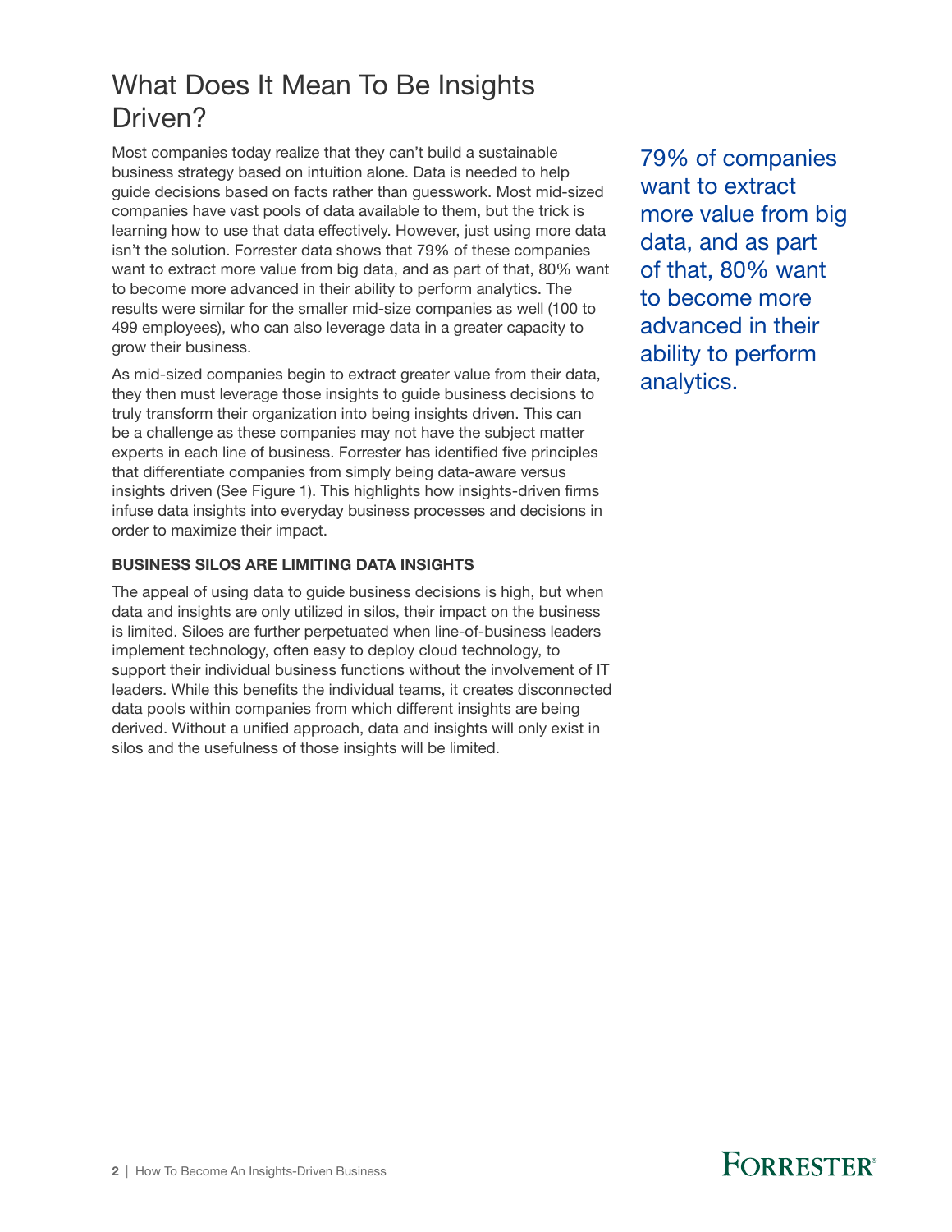# What Does It Mean To Be Insights Driven?

Most companies today realize that they can't build a sustainable business strategy based on intuition alone. Data is needed to help guide decisions based on facts rather than guesswork. Most mid-sized companies have vast pools of data available to them, but the trick is learning how to use that data effectively. However, just using more data isn't the solution. Forrester data shows that 79% of these companies want to extract more value from big data, and as part of that, 80% want to become more advanced in their ability to perform analytics. The results were similar for the smaller mid-size companies as well (100 to 499 employees), who can also leverage data in a greater capacity to grow their business.

79% of companies want to extract more value from big data, and as part of that, 80% want to become more advanced in their ability to perform analytics.

As mid-sized companies begin to extract greater value from their data, they then must leverage those insights to guide business decisions to truly transform their organization into being insights driven. This can be a challenge as these companies may not have the subject matter experts in each line of business. Forrester has identified five principles that differentiate companies from simply being data-aware versus insights driven (See Figure 1). This highlights how insights-driven firms infuse data insights into everyday business processes and decisions in order to maximize their impact.

### BUSINESS SILOS ARE LIMITING DATA INSIGHTS

The appeal of using data to guide business decisions is high, but when data and insights are only utilized in silos, their impact on the business is limited. Siloes are further perpetuated when line-of-business leaders implement technology, often easy to deploy cloud technology, to support their individual business functions without the involvement of IT leaders. While this benefits the individual teams, it creates disconnected data pools within companies from which different insights are being derived. Without a unified approach, data and insights will only exist in silos and the usefulness of those insights will be limited.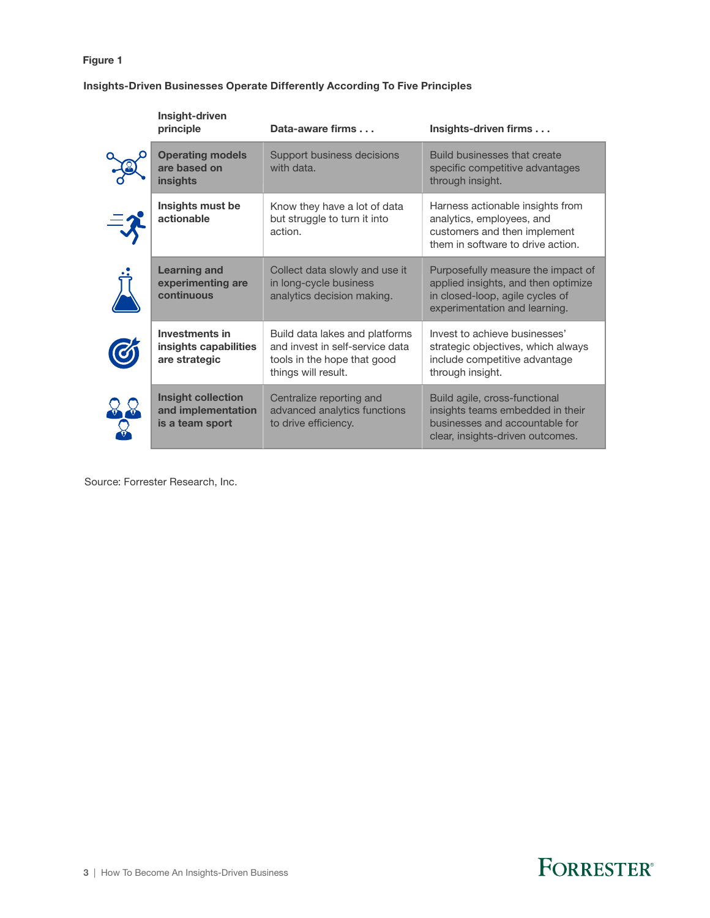**Figure 1**

**Insights-Driven Businesses Operate Differently According To Five Principles**

| Insight-driven principle | Data-aware firms . . . | Insights-driven firms . . . |
|---|---|---|
| **Operating models are based on insights** | Support business decisions with data. | Build businesses that create specific competitive advantages through insight. |
| **Insights must be actionable** | Know they have a lot of data but struggle to turn it into action. | Harness actionable insights from analytics, employees, and customers and then implement them in software to drive action. |
| **Learning and experimenting are continuous** | Collect data slowly and use it in long-cycle business analytics decision making. | Purposefully measure the impact of applied insights, and then optimize in closed-loop, agile cycles of experimentation and learning. |
| **Investments in insights capabilities are strategic** | Build data lakes and platforms and invest in self-service data tools in the hope that good things will result. | Invest to achieve businesses' strategic objectives, which always include competitive advantage through insight. |
| **Insight collection and implementation is a team sport** | Centralize reporting and advanced analytics functions to drive efficiency. | Build agile, cross-functional insights teams embedded in their businesses and accountable for clear, insights-driven outcomes. |

Source: Forrester Research, Inc.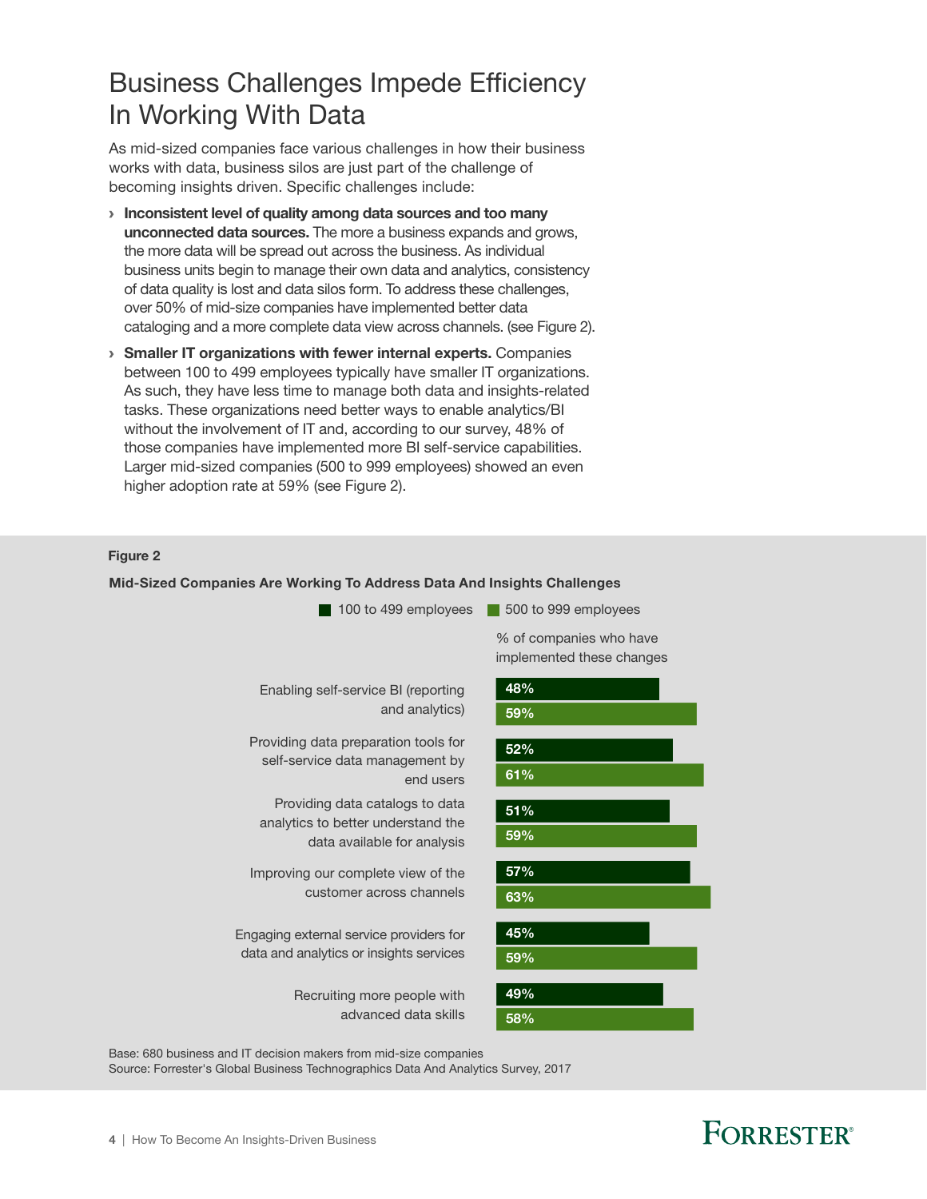# Business Challenges Impede Efficiency In Working With Data

As mid-sized companies face various challenges in how their business works with data, business silos are just part of the challenge of becoming insights driven. Specific challenges include:

- **Inconsistent level of quality among data sources and too many unconnected data sources.** The more a business expands and grows, the more data will be spread out across the business. As individual business units begin to manage their own data and analytics, consistency of data quality is lost and data silos form. To address these challenges, over 50% of mid-size companies have implemented better data cataloging and a more complete data view across channels. (see Figure 2).
- **Smaller IT organizations with fewer internal experts.** Companies between 100 to 499 employees typically have smaller IT organizations. As such, they have less time to manage both data and insights-related tasks. These organizations need better ways to enable analytics/BI without the involvement of IT and, according to our survey, 48% of those companies have implemented more BI self-service capabilities. Larger mid-sized companies (500 to 999 employees) showed an even higher adoption rate at 59% (see Figure 2).

**Figure 2**

**Mid-Sized Companies Are Working To Address Data And Insights Challenges**

% of companies who have implemented these changes

| | 100 to 499 employees | 500 to 999 employees |
|---|---|---|
| Enabling self-service BI (reporting and analytics) | 48% | 59% |
| Providing data preparation tools for self-service data management by end users | 52% | 61% |
| Providing data catalogs to data analytics to better understand the data available for analysis | 51% | 59% |
| Improving our complete view of the customer across channels | 57% | 63% |
| Engaging external service providers for data and analytics or insights services | 45% | 59% |
| Recruiting more people with advanced data skills | 49% | 58% |

Base: 680 business and IT decision makers from mid-size companies

Source: Forrester's Global Business Technographics Data And Analytics Survey, 2017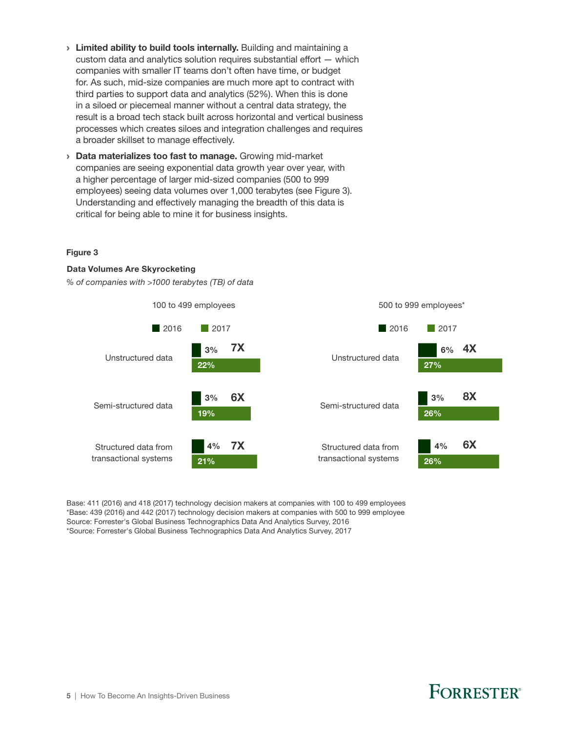- **Limited ability to build tools internally.** Building and maintaining a custom data and analytics solution requires substantial effort — which companies with smaller IT teams don't often have time, or budget for. As such, mid-size companies are much more apt to contract with third parties to support data and analytics (52%). When this is done in a siloed or piecemeal manner without a central data strategy, the result is a broad tech stack built across horizontal and vertical business processes which creates siloes and integration challenges and requires a broader skillset to manage effectively.
- **Data materializes too fast to manage.** Growing mid-market companies are seeing exponential data growth year over year, with a higher percentage of larger mid-sized companies (500 to 999 employees) seeing data volumes over 1,000 terabytes (see Figure 3). Understanding and effectively managing the breadth of this data is critical for being able to mine it for business insights.

**Figure 3**

**Data Volumes Are Skyrocketing**

*% of companies with >1000 terabytes (TB) of data*

**100 to 499 employees**

| | 2016 | 2017 | Growth |
|---|---|---|---|
| Unstructured data | 3% | 22% | 7X |
| Semi-structured data | 3% | 19% | 6X |
| Structured data from transactional systems | 4% | 21% | 7X |

**500 to 999 employees***

| | 2016 | 2017 | Growth |
|---|---|---|---|
| Unstructured data | 6% | 27% | 4X |
| Semi-structured data | 3% | 26% | 8X |
| Structured data from transactional systems | 4% | 26% | 6X |

Base: 411 (2016) and 418 (2017) technology decision makers at companies with 100 to 499 employees
*Base: 439 (2016) and 442 (2017) technology decision makers at companies with 500 to 999 employee
Source: Forrester's Global Business Technographics Data And Analytics Survey, 2016
*Source: Forrester's Global Business Technographics Data And Analytics Survey, 2017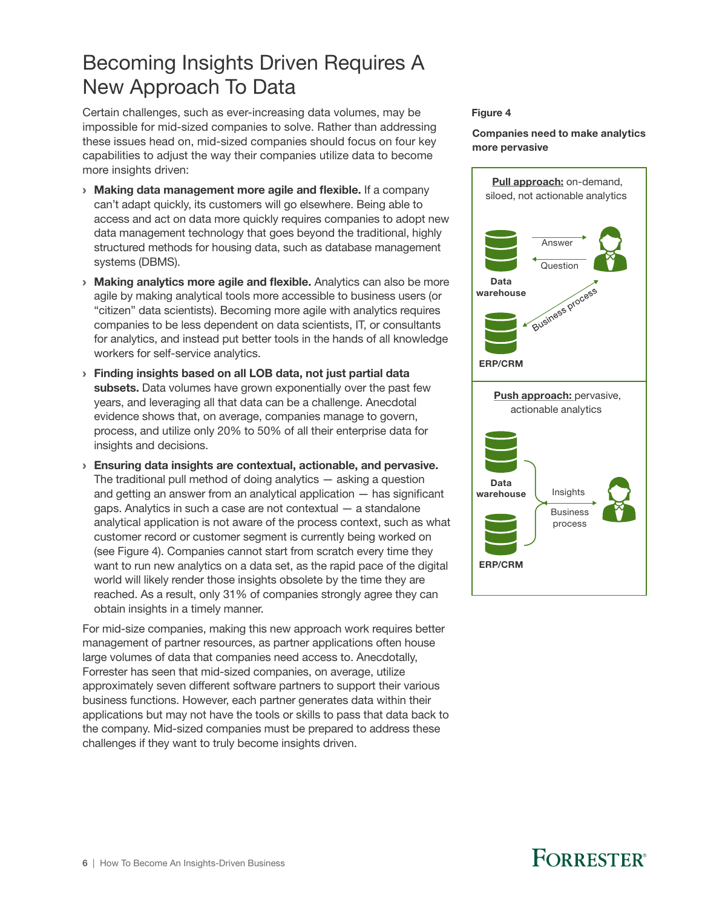# Becoming Insights Driven Requires A New Approach To Data

Certain challenges, such as ever-increasing data volumes, may be impossible for mid-sized companies to solve. Rather than addressing these issues head on, mid-sized companies should focus on four key capabilities to adjust the way their companies utilize data to become more insights driven:

- **Making data management more agile and flexible.** If a company can't adapt quickly, its customers will go elsewhere. Being able to access and act on data more quickly requires companies to adopt new data management technology that goes beyond the traditional, highly structured methods for housing data, such as database management systems (DBMS).
- **Making analytics more agile and flexible.** Analytics can also be more agile by making analytical tools more accessible to business users (or "citizen" data scientists). Becoming more agile with analytics requires companies to be less dependent on data scientists, IT, or consultants for analytics, and instead put better tools in the hands of all knowledge workers for self-service analytics.
- **Finding insights based on all LOB data, not just partial data subsets.** Data volumes have grown exponentially over the past few years, and leveraging all that data can be a challenge. Anecdotal evidence shows that, on average, companies manage to govern, process, and utilize only 20% to 50% of all their enterprise data for insights and decisions.
- **Ensuring data insights are contextual, actionable, and pervasive.** The traditional pull method of doing analytics — asking a question and getting an answer from an analytical application — has significant gaps. Analytics in such a case are not contextual — a standalone analytical application is not aware of the process context, such as what customer record or customer segment is currently being worked on (see Figure 4). Companies cannot start from scratch every time they want to run new analytics on a data set, as the rapid pace of the digital world will likely render those insights obsolete by the time they are reached. As a result, only 31% of companies strongly agree they can obtain insights in a timely manner.

For mid-size companies, making this new approach work requires better management of partner resources, as partner applications often house large volumes of data that companies need access to. Anecdotally, Forrester has seen that mid-sized companies, on average, utilize approximately seven different software partners to support their various business functions. However, each partner generates data within their applications but may not have the tools or skills to pass that data back to the company. Mid-sized companies must be prepared to address these challenges if they want to truly become insights driven.

**Figure 4**

**Companies need to make analytics more pervasive**

**Pull approach:** on-demand, siloed, not actionable analytics

Data warehouse — Answer / Question — Business process — ERP/CRM

**Push approach:** pervasive, actionable analytics

Data warehouse, ERP/CRM — Insights — Business process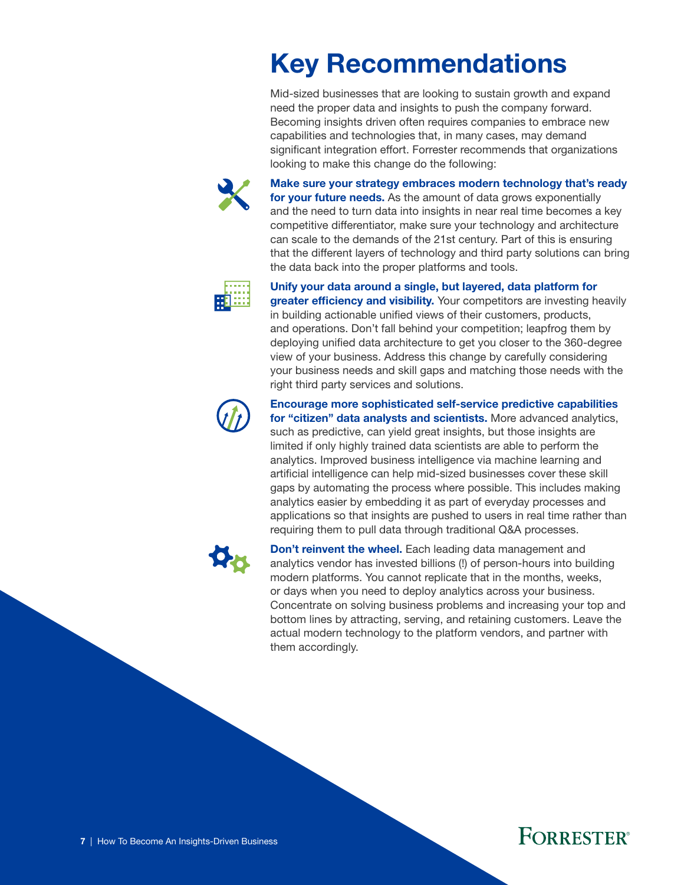# Key Recommendations

Mid-sized businesses that are looking to sustain growth and expand need the proper data and insights to push the company forward. Becoming insights driven often requires companies to embrace new capabilities and technologies that, in many cases, may demand significant integration effort. Forrester recommends that organizations looking to make this change do the following:

**Make sure your strategy embraces modern technology that's ready for your future needs.** As the amount of data grows exponentially and the need to turn data into insights in near real time becomes a key competitive differentiator, make sure your technology and architecture can scale to the demands of the 21st century. Part of this is ensuring that the different layers of technology and third party solutions can bring the data back into the proper platforms and tools.

**Unify your data around a single, but layered, data platform for greater efficiency and visibility.** Your competitors are investing heavily in building actionable unified views of their customers, products, and operations. Don't fall behind your competition; leapfrog them by deploying unified data architecture to get you closer to the 360-degree view of your business. Address this change by carefully considering your business needs and skill gaps and matching those needs with the right third party services and solutions.

**Encourage more sophisticated self-service predictive capabilities for "citizen" data analysts and scientists.** More advanced analytics, such as predictive, can yield great insights, but those insights are limited if only highly trained data scientists are able to perform the analytics. Improved business intelligence via machine learning and artificial intelligence can help mid-sized businesses cover these skill gaps by automating the process where possible. This includes making analytics easier by embedding it as part of everyday processes and applications so that insights are pushed to users in real time rather than requiring them to pull data through traditional Q&A processes.

**Don't reinvent the wheel.** Each leading data management and analytics vendor has invested billions (!) of person-hours into building modern platforms. You cannot replicate that in the months, weeks, or days when you need to deploy analytics across your business. Concentrate on solving business problems and increasing your top and bottom lines by attracting, serving, and retaining customers. Leave the actual modern technology to the platform vendors, and partner with them accordingly.